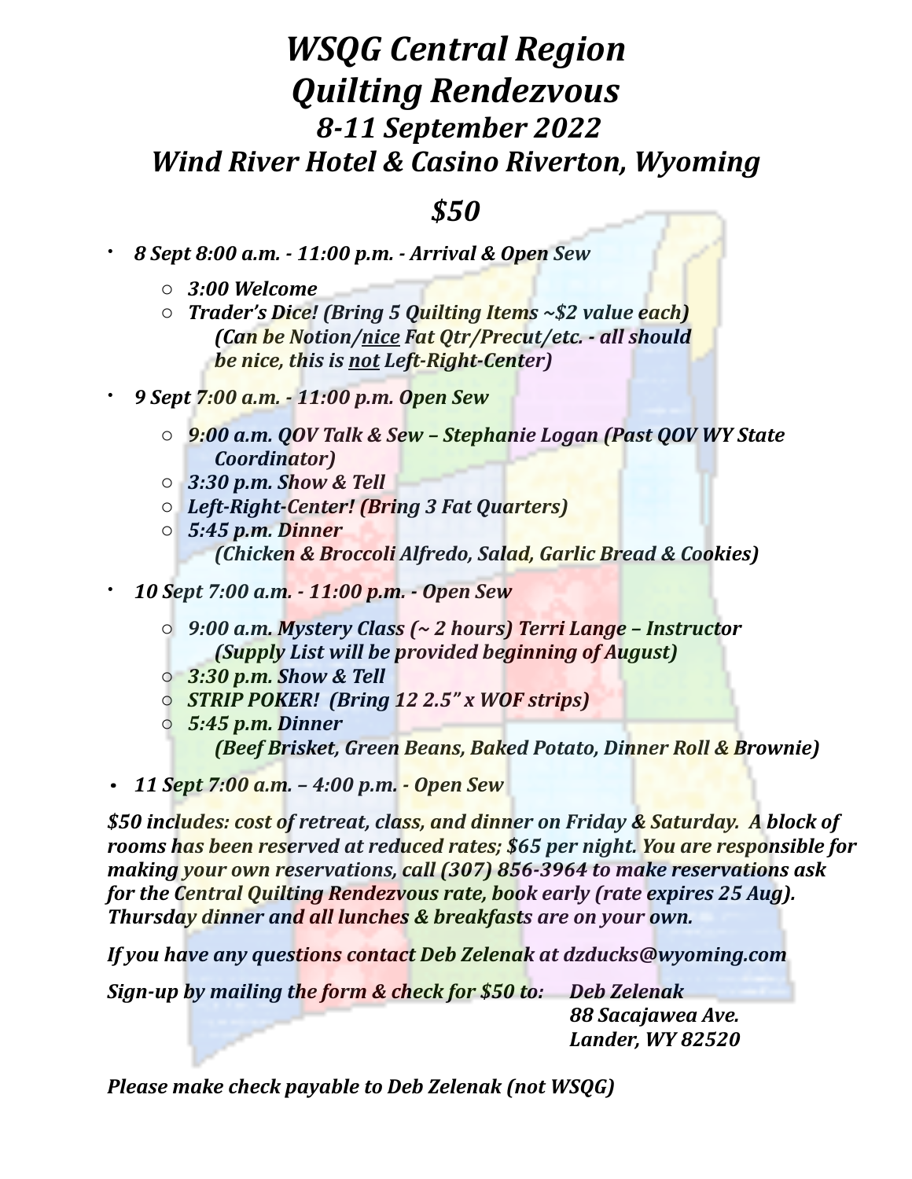# *WSQG Central Region*
# *Quilting Rendezvous*
## *8-11 September 2022*
## *Wind River Hotel & Casino Riverton, Wyoming*

## *$50*

- ***8 Sept 8:00 a.m. - 11:00 p.m. - Arrival & Open Sew***
  - ***3:00 Welcome***
  - ***Trader's Dice! (Bring 5 Quilting Items ~$2 value each) (Can be Notion/nice Fat Qtr/Precut/etc. - all should be nice, this is not Left-Right-Center)***
- ***9 Sept 7:00 a.m. - 11:00 p.m. Open Sew***
  - ***9:00 a.m. QOV Talk & Sew – Stephanie Logan (Past QOV WY State Coordinator)***
  - ***3:30 p.m. Show & Tell***
  - ***Left-Right-Center! (Bring 3 Fat Quarters)***
  - ***5:45 p.m. Dinner (Chicken & Broccoli Alfredo, Salad, Garlic Bread & Cookies)***
- ***10 Sept 7:00 a.m. - 11:00 p.m. - Open Sew***
  - ***9:00 a.m. Mystery Class (~ 2 hours) Terri Lange – Instructor (Supply List will be provided beginning of August)***
  - ***3:30 p.m. Show & Tell***
  - ***STRIP POKER! (Bring 12 2.5" x WOF strips)***
  - ***5:45 p.m. Dinner (Beef Brisket, Green Beans, Baked Potato, Dinner Roll & Brownie)***
- ***11 Sept 7:00 a.m. – 4:00 p.m. - Open Sew***

***$50 includes: cost of retreat, class, and dinner on Friday & Saturday. A block of rooms has been reserved at reduced rates; $65 per night. You are responsible for making your own reservations, call (307) 856-3964 to make reservations ask for the Central Quilting Rendezvous rate, book early (rate expires 25 Aug). Thursday dinner and all lunches & breakfasts are on your own.***

***If you have any questions contact Deb Zelenak at dzducks@wyoming.com***

***Sign-up by mailing the form & check for $50 to:***

***Deb Zelenak***
***88 Sacajawea Ave.***
***Lander, WY 82520***

***Please make check payable to Deb Zelenak (not WSQG)***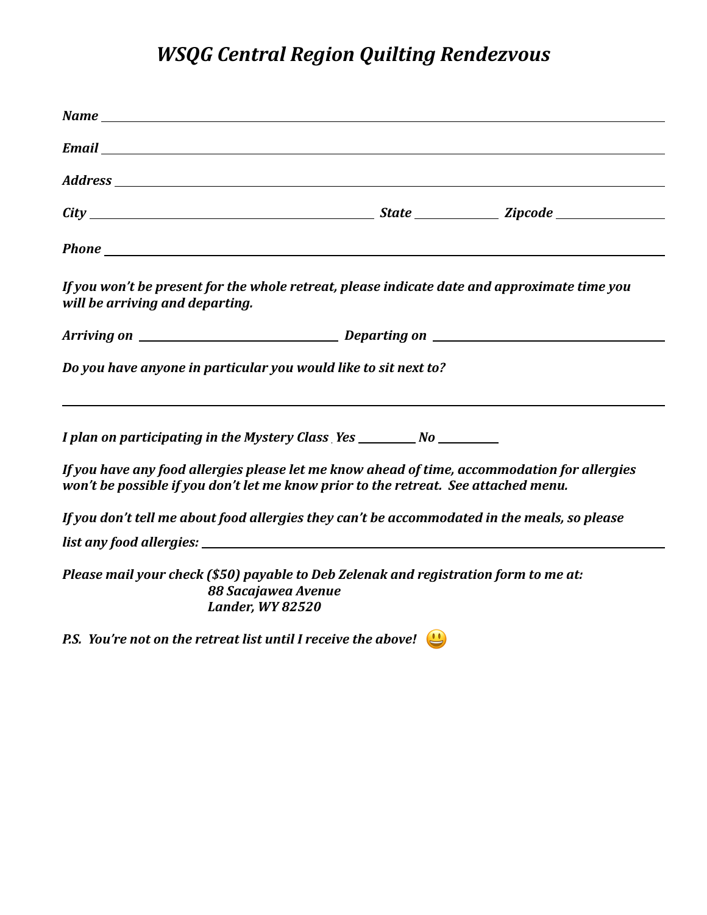# *WSQG Central Region Quilting Rendezvous*

***Name*** \_\_\_\_\_\_\_\_\_\_\_\_\_\_\_\_\_\_\_\_\_\_\_\_\_\_\_\_\_\_\_\_\_\_\_\_\_\_\_\_\_\_\_\_\_\_\_\_\_\_\_\_\_\_\_\_\_\_

***Email*** \_\_\_\_\_\_\_\_\_\_\_\_\_\_\_\_\_\_\_\_\_\_\_\_\_\_\_\_\_\_\_\_\_\_\_\_\_\_\_\_\_\_\_\_\_\_\_\_\_\_\_\_\_\_\_\_\_\_

***Address*** \_\_\_\_\_\_\_\_\_\_\_\_\_\_\_\_\_\_\_\_\_\_\_\_\_\_\_\_\_\_\_\_\_\_\_\_\_\_\_\_\_\_\_\_\_\_\_\_\_\_\_\_\_\_\_\_

***City*** \_\_\_\_\_\_\_\_\_\_\_\_\_\_\_\_\_\_\_\_\_\_\_\_\_\_\_\_\_\_ ***State*** \_\_\_\_\_\_\_\_\_ ***Zipcode*** \_\_\_\_\_\_\_\_\_\_\_

***Phone*** \_\_\_\_\_\_\_\_\_\_\_\_\_\_\_\_\_\_\_\_\_\_\_\_\_\_\_\_\_\_\_\_\_\_\_\_\_\_\_\_\_\_\_\_\_\_\_\_\_\_\_\_\_\_\_\_\_\_

***If you won't be present for the whole retreat, please indicate date and approximate time you will be arriving and departing.***

***Arriving on*** \_\_\_\_\_\_\_\_\_\_\_\_\_\_\_\_\_\_\_\_\_\_ ***Departing on*** \_\_\_\_\_\_\_\_\_\_\_\_\_\_\_\_\_\_\_\_\_\_\_\_\_

***Do you have anyone in particular you would like to sit next to?***

\_\_\_\_\_\_\_\_\_\_\_\_\_\_\_\_\_\_\_\_\_\_\_\_\_\_\_\_\_\_\_\_\_\_\_\_\_\_\_\_\_\_\_\_\_\_\_\_\_\_\_\_\_\_\_\_\_\_\_\_\_\_\_\_

***I plan on participating in the Mystery Class Yes*** \_\_\_\_\_\_\_ ***No*** \_\_\_\_\_\_\_

***If you have any food allergies please let me know ahead of time, accommodation for allergies won't be possible if you don't let me know prior to the retreat. See attached menu.***

***If you don't tell me about food allergies they can't be accommodated in the meals, so please list any food allergies:*** \_\_\_\_\_\_\_\_\_\_\_\_\_\_\_\_\_\_\_\_\_\_\_\_\_\_\_\_\_\_\_\_\_\_\_\_\_\_\_\_\_\_\_\_\_\_\_\_

***Please mail your check ($50) payable to Deb Zelenak and registration form to me at:***
***88 Sacajawea Avenue***
***Lander, WY 82520***

***P.S. You're not on the retreat list until I receive the above!*** 😃